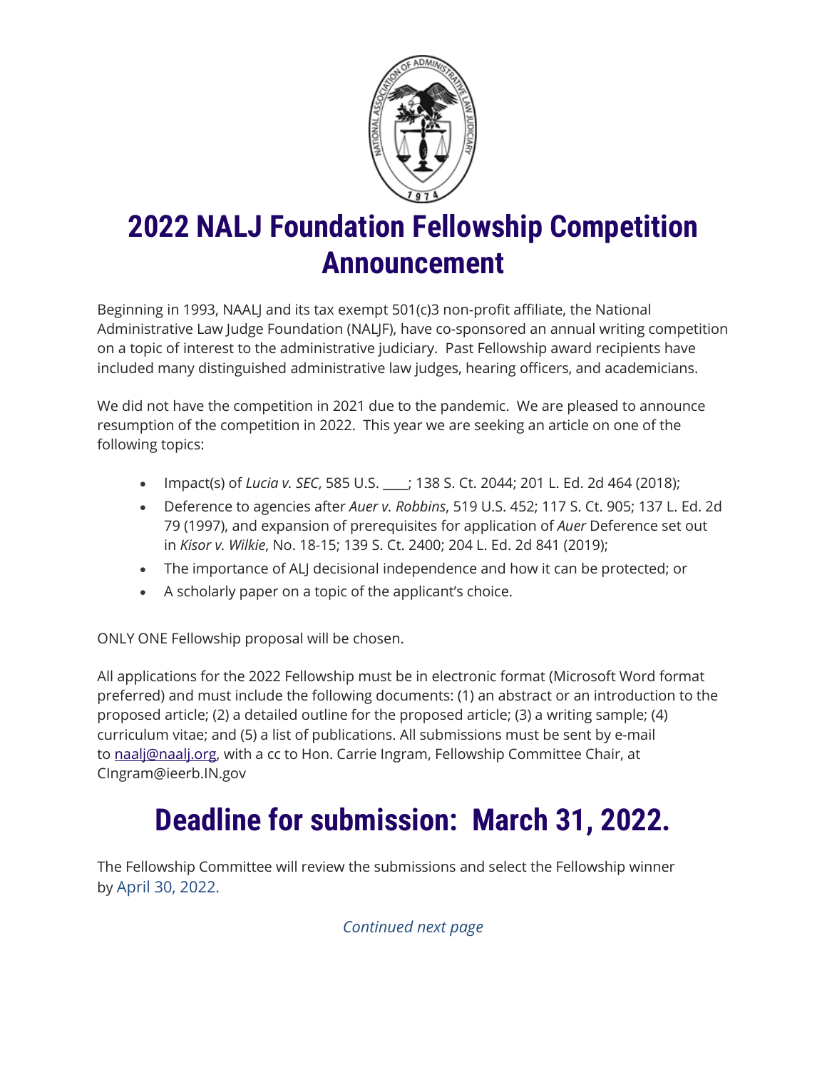# 2022 NALJ Foundation Fellowship Competition Announcement

Beginning in 1993, NAALJ and its tax exempt 501(c)3 non-profit affiliate, the National Administrative Law Judge Foundation (NALJF), have co-sponsored an annual writing competition on a topic of interest to the administrative judiciary. Past Fellowship award recipients have included many distinguished administrative law judges, hearing officers, and academicians.

We did not have the competition in 2021 due to the pandemic. We are pleased to announce resumption of the competition in 2022. This year we are seeking an article on one of the following topics:

- Impact(s) of *Lucia v. SEC*, 585 U.S. ____; 138 S. Ct. 2044; 201 L. Ed. 2d 464 (2018);
- Deference to agencies after *Auer v. Robbins*, 519 U.S. 452; 117 S. Ct. 905; 137 L. Ed. 2d 79 (1997), and expansion of prerequisites for application of *Auer* Deference set out in *Kisor v. Wilkie*, No. 18-15; 139 S. Ct. 2400; 204 L. Ed. 2d 841 (2019);
- The importance of ALJ decisional independence and how it can be protected; or
- A scholarly paper on a topic of the applicant's choice.

ONLY ONE Fellowship proposal will be chosen.

All applications for the 2022 Fellowship must be in electronic format (Microsoft Word format preferred) and must include the following documents: (1) an abstract or an introduction to the proposed article; (2) a detailed outline for the proposed article; (3) a writing sample; (4) curriculum vitae; and (5) a list of publications. All submissions must be sent by e-mail to naalj@naalj.org, with a cc to Hon. Carrie Ingram, Fellowship Committee Chair, at CIngram@ieerb.IN.gov

## Deadline for submission: March 31, 2022.

The Fellowship Committee will review the submissions and select the Fellowship winner by April 30, 2022.

*Continued next page*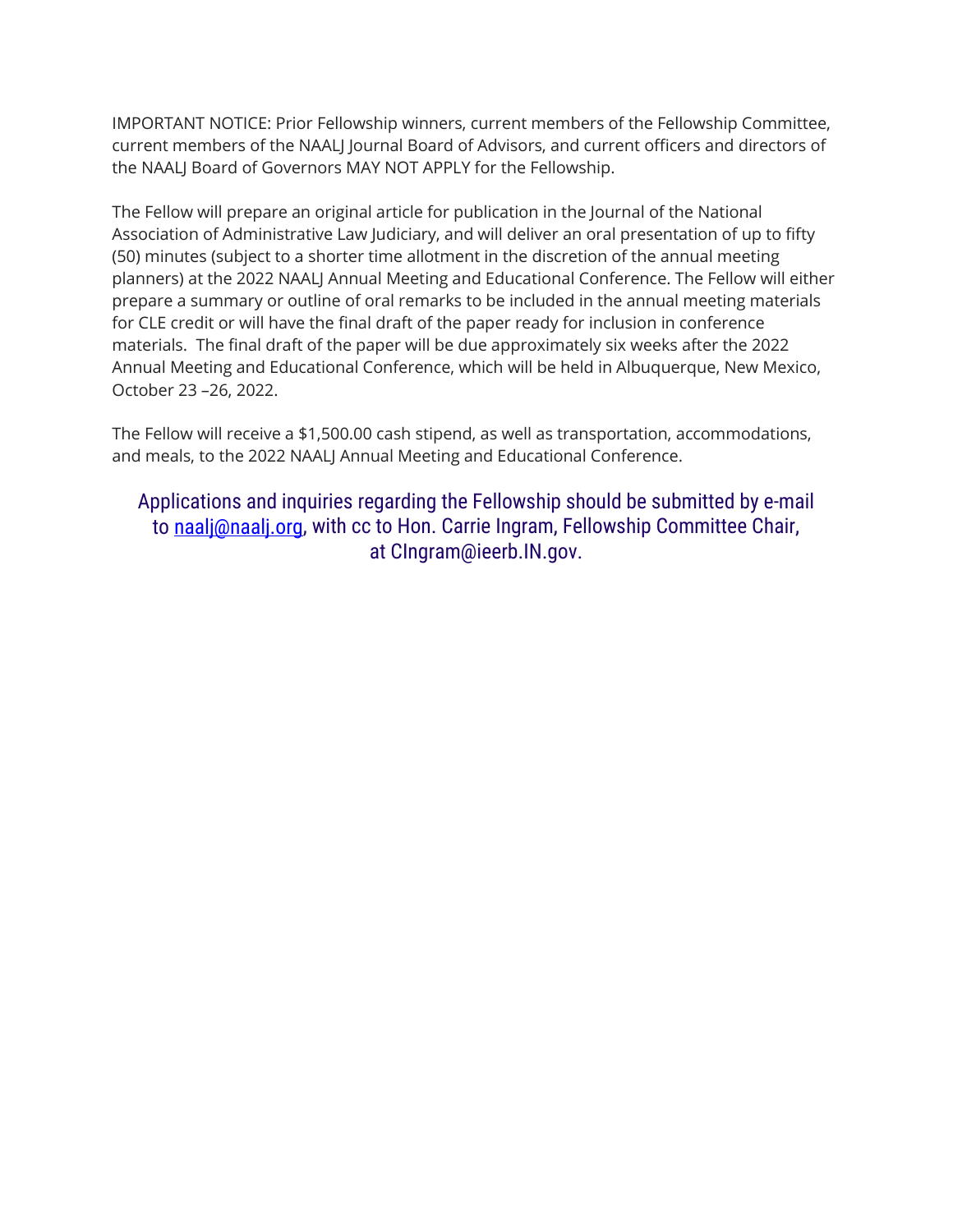IMPORTANT NOTICE: Prior Fellowship winners, current members of the Fellowship Committee, current members of the NAALJ Journal Board of Advisors, and current officers and directors of the NAALJ Board of Governors MAY NOT APPLY for the Fellowship.

The Fellow will prepare an original article for publication in the Journal of the National Association of Administrative Law Judiciary, and will deliver an oral presentation of up to fifty (50) minutes (subject to a shorter time allotment in the discretion of the annual meeting planners) at the 2022 NAALJ Annual Meeting and Educational Conference. The Fellow will either prepare a summary or outline of oral remarks to be included in the annual meeting materials for CLE credit or will have the final draft of the paper ready for inclusion in conference materials. The final draft of the paper will be due approximately six weeks after the 2022 Annual Meeting and Educational Conference, which will be held in Albuquerque, New Mexico, October 23 –26, 2022.

The Fellow will receive a $1,500.00 cash stipend, as well as transportation, accommodations, and meals, to the 2022 NAALJ Annual Meeting and Educational Conference.

Applications and inquiries regarding the Fellowship should be submitted by e-mail to naalj@naalj.org, with cc to Hon. Carrie Ingram, Fellowship Committee Chair, at CIngram@ieerb.IN.gov.